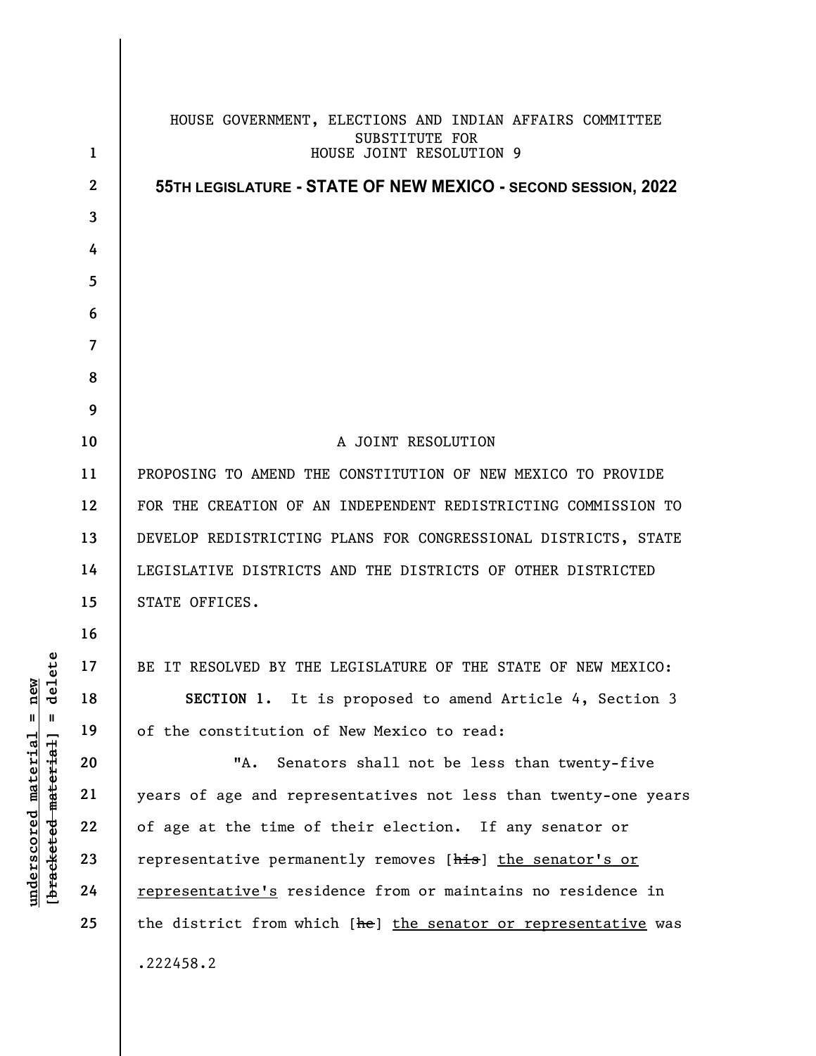HOUSE GOVERNMENT, ELECTIONS AND INDIAN AFFAIRS COMMITTEE
SUBSTITUTE FOR
HOUSE JOINT RESOLUTION 9

**55TH LEGISLATURE - STATE OF NEW MEXICO - SECOND SESSION, 2022**

A JOINT RESOLUTION

PROPOSING TO AMEND THE CONSTITUTION OF NEW MEXICO TO PROVIDE FOR THE CREATION OF AN INDEPENDENT REDISTRICTING COMMISSION TO DEVELOP REDISTRICTING PLANS FOR CONGRESSIONAL DISTRICTS, STATE LEGISLATIVE DISTRICTS AND THE DISTRICTS OF OTHER DISTRICTED STATE OFFICES.

BE IT RESOLVED BY THE LEGISLATURE OF THE STATE OF NEW MEXICO:

**SECTION 1.** It is proposed to amend Article 4, Section 3 of the constitution of New Mexico to read:

"A. Senators shall not be less than twenty-five years of age and representatives not less than twenty-one years of age at the time of their election. If any senator or representative permanently removes [~~his~~] <u>the senator's or representative's</u> residence from or maintains no residence in the district from which [~~he~~] <u>the senator or representative</u> was

.222458.2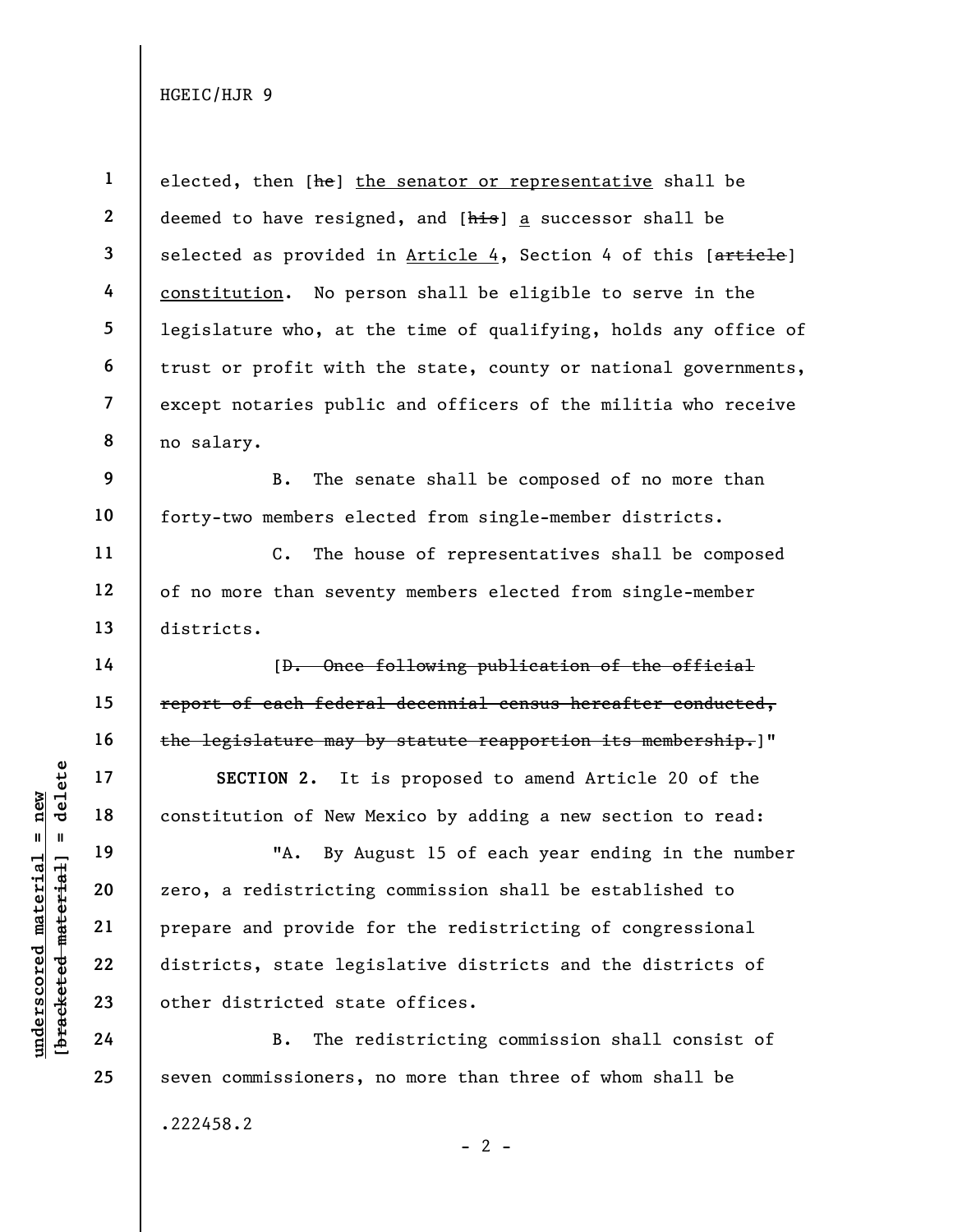elected, then [~~he~~] <u>the senator or representative</u> shall be deemed to have resigned, and [~~his~~] <u>a</u> successor shall be selected as provided in <u>Article 4</u>, Section 4 of this [~~article~~] <u>constitution</u>. No person shall be eligible to serve in the legislature who, at the time of qualifying, holds any office of trust or profit with the state, county or national governments, except notaries public and officers of the militia who receive no salary.

B. The senate shall be composed of no more than forty-two members elected from single-member districts.

C. The house of representatives shall be composed of no more than seventy members elected from single-member districts.

[~~D. Once following publication of the official report of each federal decennial census hereafter conducted, the legislature may by statute reapportion its membership.~~]"

**SECTION 2.** It is proposed to amend Article 20 of the constitution of New Mexico by adding a new section to read:

"A. By August 15 of each year ending in the number zero, a redistricting commission shall be established to prepare and provide for the redistricting of congressional districts, state legislative districts and the districts of other districted state offices.

B. The redistricting commission shall consist of seven commissioners, no more than three of whom shall be

.222458.2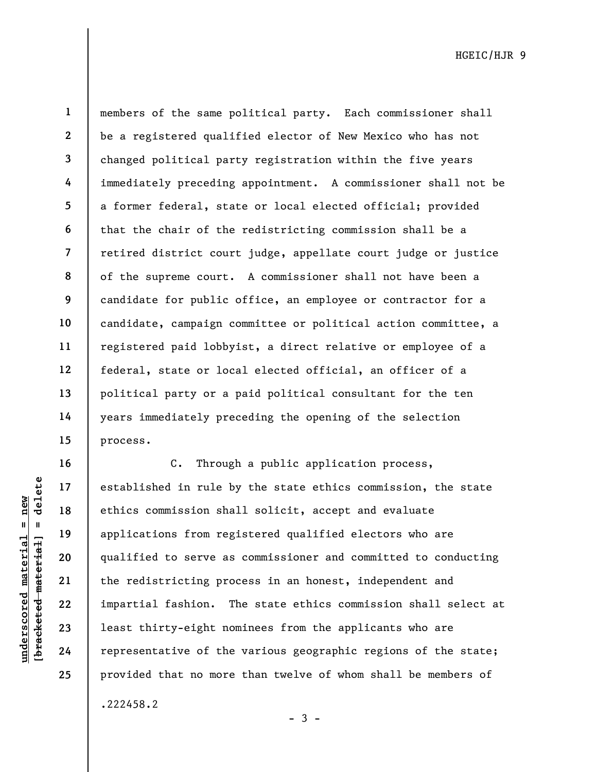members of the same political party. Each commissioner shall be a registered qualified elector of New Mexico who has not changed political party registration within the five years immediately preceding appointment. A commissioner shall not be a former federal, state or local elected official; provided that the chair of the redistricting commission shall be a retired district court judge, appellate court judge or justice of the supreme court. A commissioner shall not have been a candidate for public office, an employee or contractor for a candidate, campaign committee or political action committee, a registered paid lobbyist, a direct relative or employee of a federal, state or local elected official, an officer of a political party or a paid political consultant for the ten years immediately preceding the opening of the selection process.

C. Through a public application process, established in rule by the state ethics commission, the state ethics commission shall solicit, accept and evaluate applications from registered qualified electors who are qualified to serve as commissioner and committed to conducting the redistricting process in an honest, independent and impartial fashion. The state ethics commission shall select at least thirty-eight nominees from the applicants who are representative of the various geographic regions of the state; provided that no more than twelve of whom shall be members of

.222458.2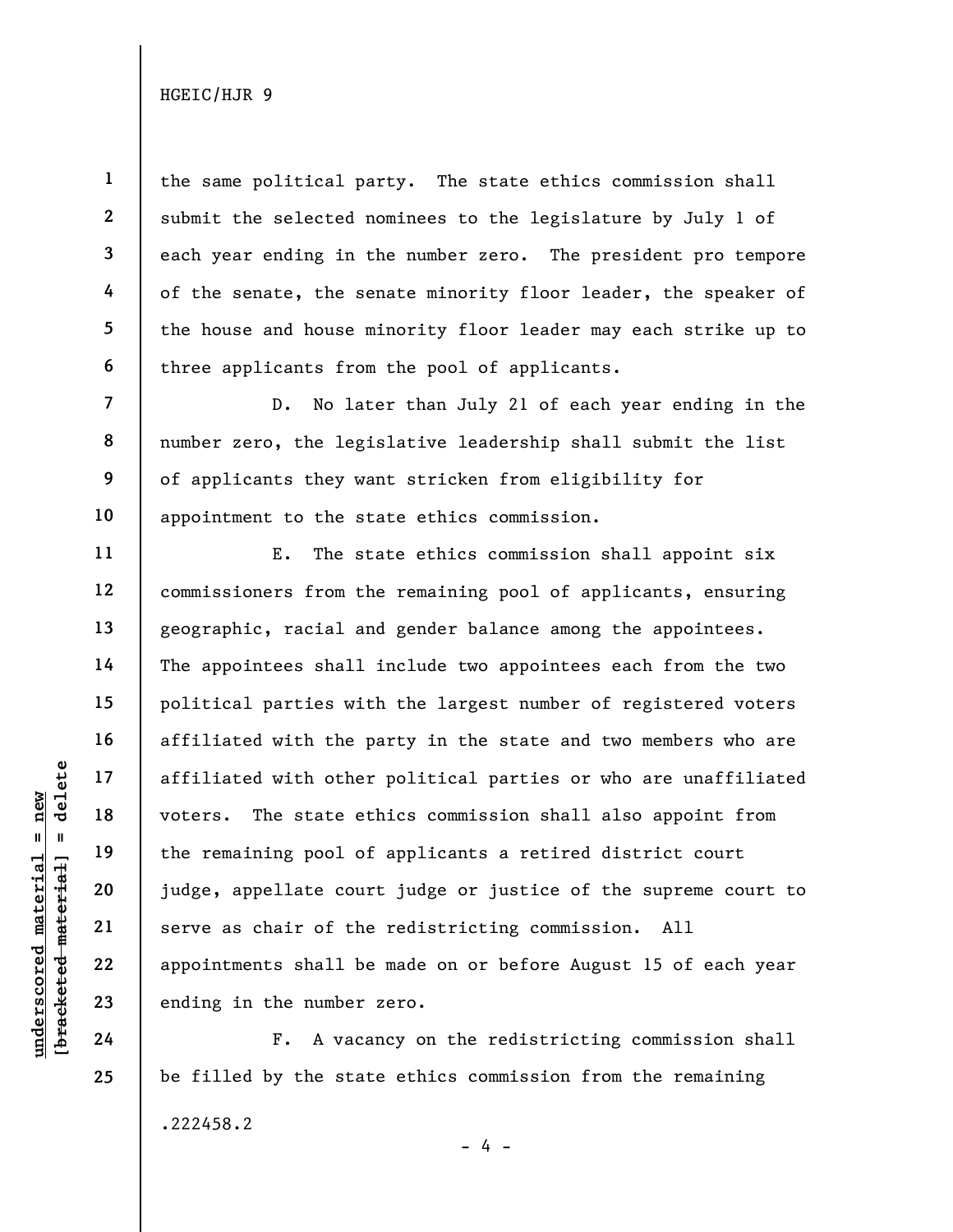the same political party. The state ethics commission shall submit the selected nominees to the legislature by July 1 of each year ending in the number zero. The president pro tempore of the senate, the senate minority floor leader, the speaker of the house and house minority floor leader may each strike up to three applicants from the pool of applicants.

D. No later than July 21 of each year ending in the number zero, the legislative leadership shall submit the list of applicants they want stricken from eligibility for appointment to the state ethics commission.

E. The state ethics commission shall appoint six commissioners from the remaining pool of applicants, ensuring geographic, racial and gender balance among the appointees. The appointees shall include two appointees each from the two political parties with the largest number of registered voters affiliated with the party in the state and two members who are affiliated with other political parties or who are unaffiliated voters. The state ethics commission shall also appoint from the remaining pool of applicants a retired district court judge, appellate court judge or justice of the supreme court to serve as chair of the redistricting commission. All appointments shall be made on or before August 15 of each year ending in the number zero.

F. A vacancy on the redistricting commission shall be filled by the state ethics commission from the remaining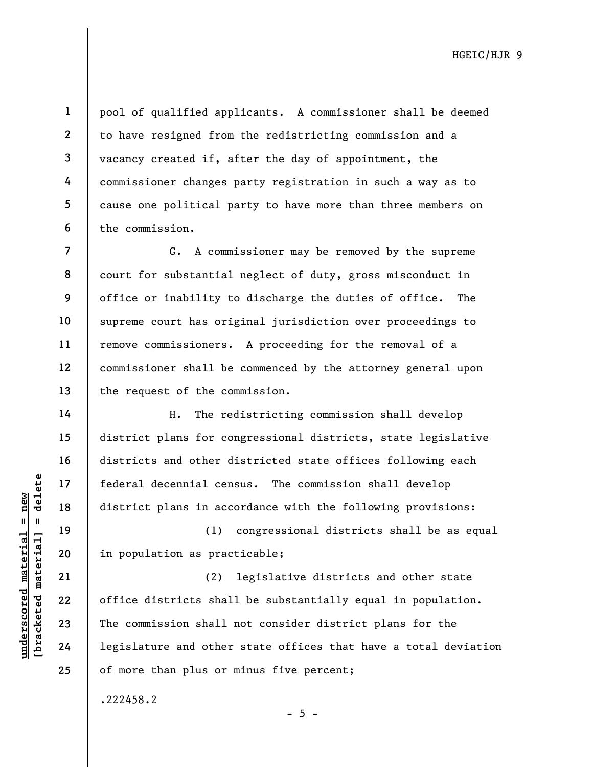pool of qualified applicants. A commissioner shall be deemed to have resigned from the redistricting commission and a vacancy created if, after the day of appointment, the commissioner changes party registration in such a way as to cause one political party to have more than three members on the commission.

G. A commissioner may be removed by the supreme court for substantial neglect of duty, gross misconduct in office or inability to discharge the duties of office. The supreme court has original jurisdiction over proceedings to remove commissioners. A proceeding for the removal of a commissioner shall be commenced by the attorney general upon the request of the commission.

H. The redistricting commission shall develop district plans for congressional districts, state legislative districts and other districted state offices following each federal decennial census. The commission shall develop district plans in accordance with the following provisions:

(1) congressional districts shall be as equal in population as practicable;

(2) legislative districts and other state office districts shall be substantially equal in population. The commission shall not consider district plans for the legislature and other state offices that have a total deviation of more than plus or minus five percent;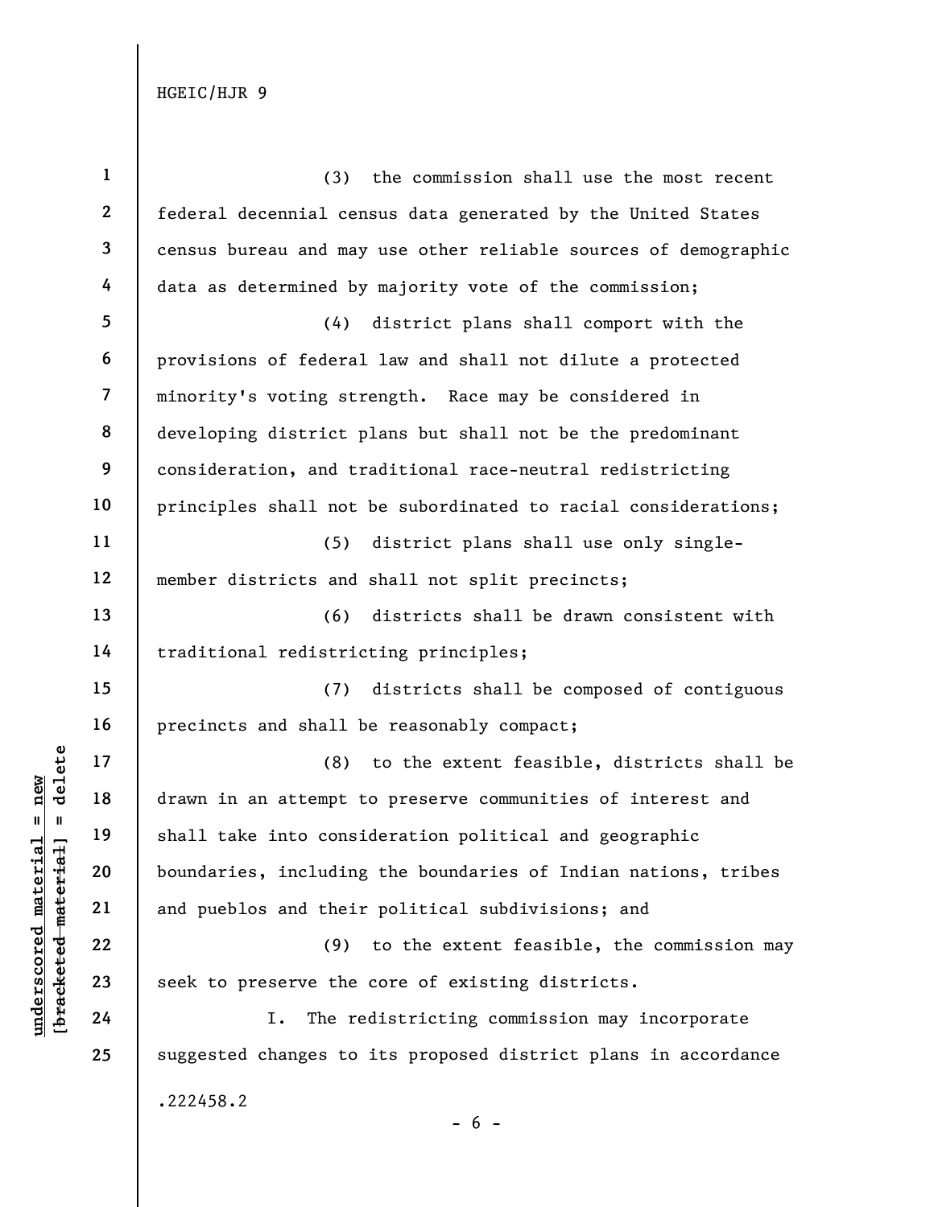(3) the commission shall use the most recent federal decennial census data generated by the United States census bureau and may use other reliable sources of demographic data as determined by majority vote of the commission;

(4) district plans shall comport with the provisions of federal law and shall not dilute a protected minority's voting strength. Race may be considered in developing district plans but shall not be the predominant consideration, and traditional race-neutral redistricting principles shall not be subordinated to racial considerations;

(5) district plans shall use only single-member districts and shall not split precincts;

(6) districts shall be drawn consistent with traditional redistricting principles;

(7) districts shall be composed of contiguous precincts and shall be reasonably compact;

(8) to the extent feasible, districts shall be drawn in an attempt to preserve communities of interest and shall take into consideration political and geographic boundaries, including the boundaries of Indian nations, tribes and pueblos and their political subdivisions; and

(9) to the extent feasible, the commission may seek to preserve the core of existing districts.

I. The redistricting commission may incorporate suggested changes to its proposed district plans in accordance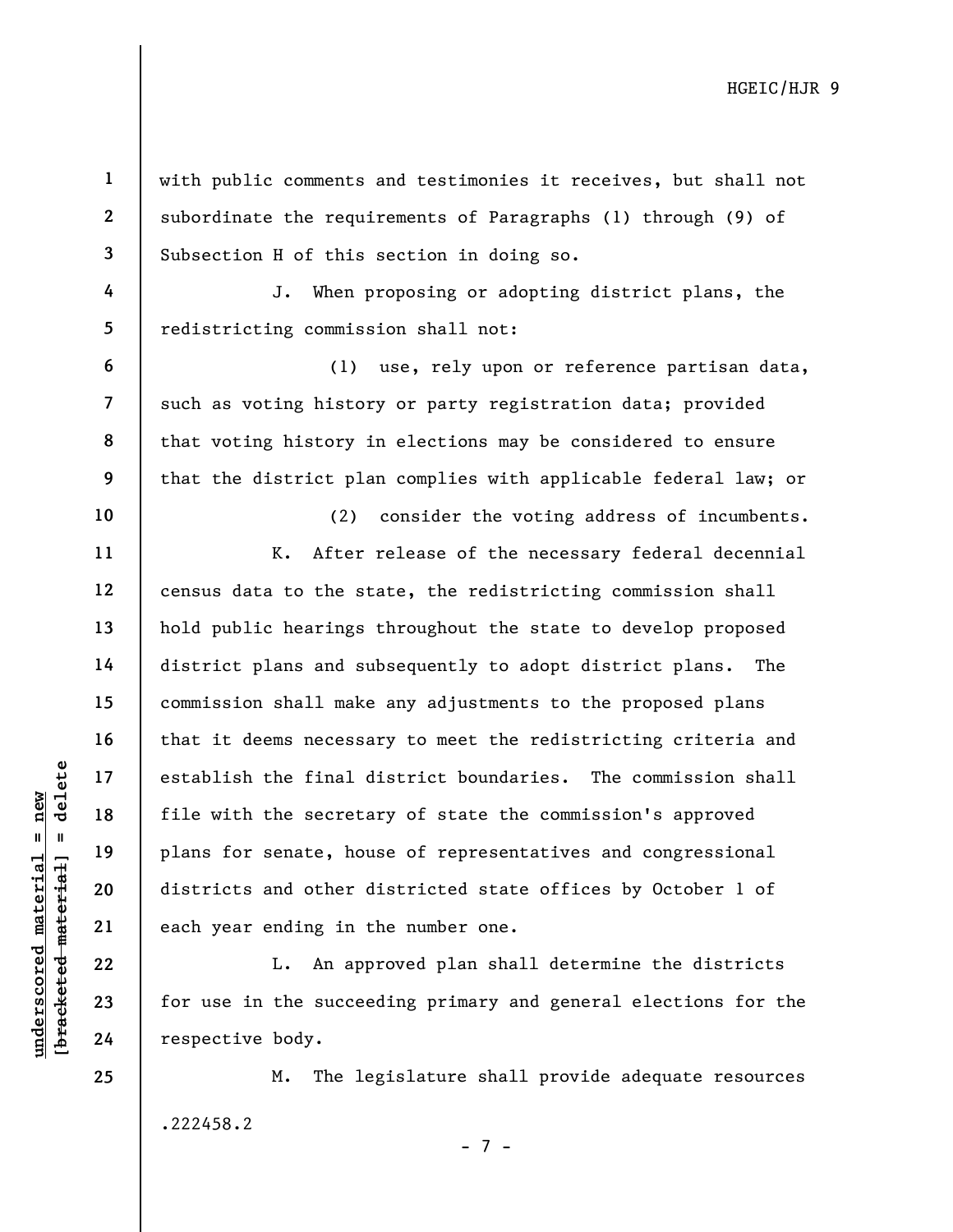with public comments and testimonies it receives, but shall not subordinate the requirements of Paragraphs (1) through (9) of Subsection H of this section in doing so.

J. When proposing or adopting district plans, the redistricting commission shall not:

(1) use, rely upon or reference partisan data, such as voting history or party registration data; provided that voting history in elections may be considered to ensure that the district plan complies with applicable federal law; or

(2) consider the voting address of incumbents.

K. After release of the necessary federal decennial census data to the state, the redistricting commission shall hold public hearings throughout the state to develop proposed district plans and subsequently to adopt district plans. The commission shall make any adjustments to the proposed plans that it deems necessary to meet the redistricting criteria and establish the final district boundaries. The commission shall file with the secretary of state the commission's approved plans for senate, house of representatives and congressional districts and other districted state offices by October 1 of each year ending in the number one.

L. An approved plan shall determine the districts for use in the succeeding primary and general elections for the respective body.

M. The legislature shall provide adequate resources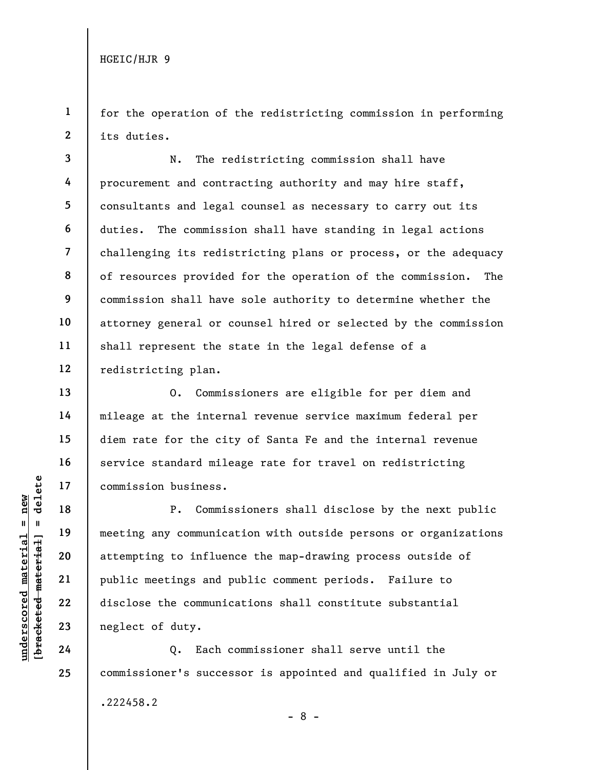for the operation of the redistricting commission in performing its duties.

N. The redistricting commission shall have procurement and contracting authority and may hire staff, consultants and legal counsel as necessary to carry out its duties. The commission shall have standing in legal actions challenging its redistricting plans or process, or the adequacy of resources provided for the operation of the commission. The commission shall have sole authority to determine whether the attorney general or counsel hired or selected by the commission shall represent the state in the legal defense of a redistricting plan.

O. Commissioners are eligible for per diem and mileage at the internal revenue service maximum federal per diem rate for the city of Santa Fe and the internal revenue service standard mileage rate for travel on redistricting commission business.

P. Commissioners shall disclose by the next public meeting any communication with outside persons or organizations attempting to influence the map-drawing process outside of public meetings and public comment periods. Failure to disclose the communications shall constitute substantial neglect of duty.

Q. Each commissioner shall serve until the commissioner's successor is appointed and qualified in July or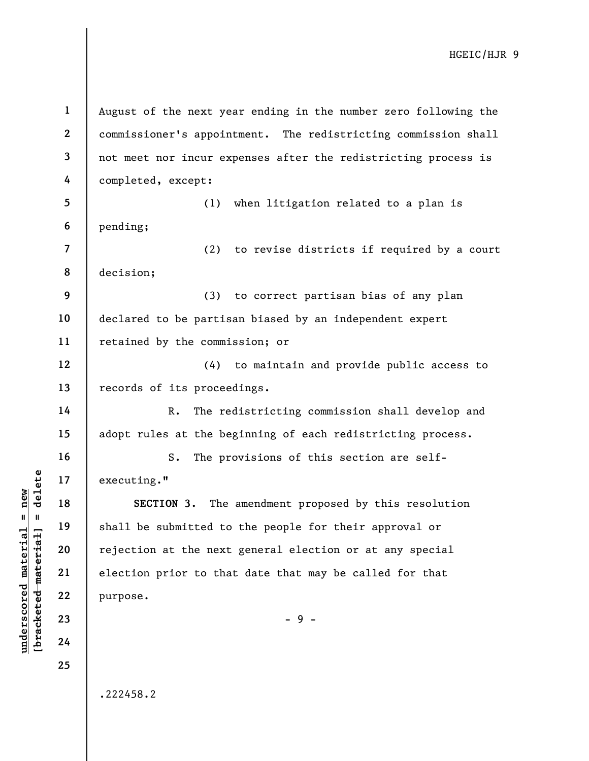August of the next year ending in the number zero following the commissioner's appointment. The redistricting commission shall not meet nor incur expenses after the redistricting process is completed, except:

(1) when litigation related to a plan is pending;

(2) to revise districts if required by a court decision;

(3) to correct partisan bias of any plan declared to be partisan biased by an independent expert retained by the commission; or

(4) to maintain and provide public access to records of its proceedings.

R. The redistricting commission shall develop and adopt rules at the beginning of each redistricting process.

S. The provisions of this section are self-executing."

**SECTION 3.** The amendment proposed by this resolution shall be submitted to the people for their approval or rejection at the next general election or at any special election prior to that date that may be called for that purpose.